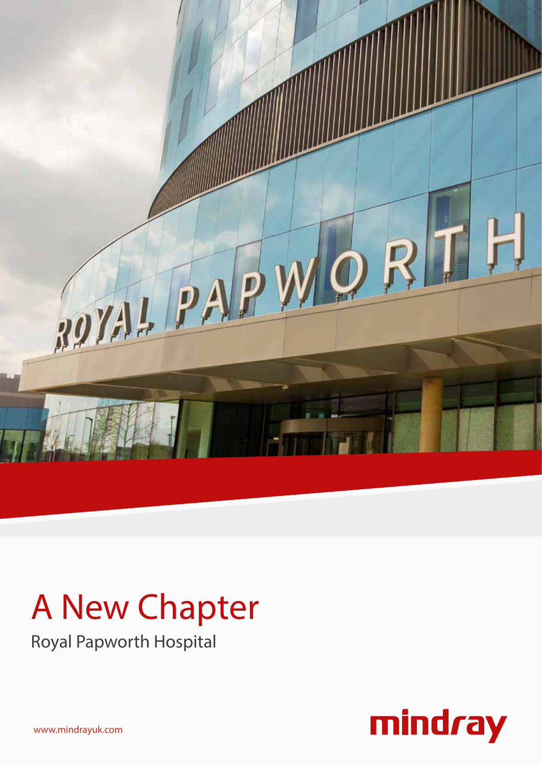# A New Chapter

Royal Papworth Hospital

www.mindrayuk.com

mindray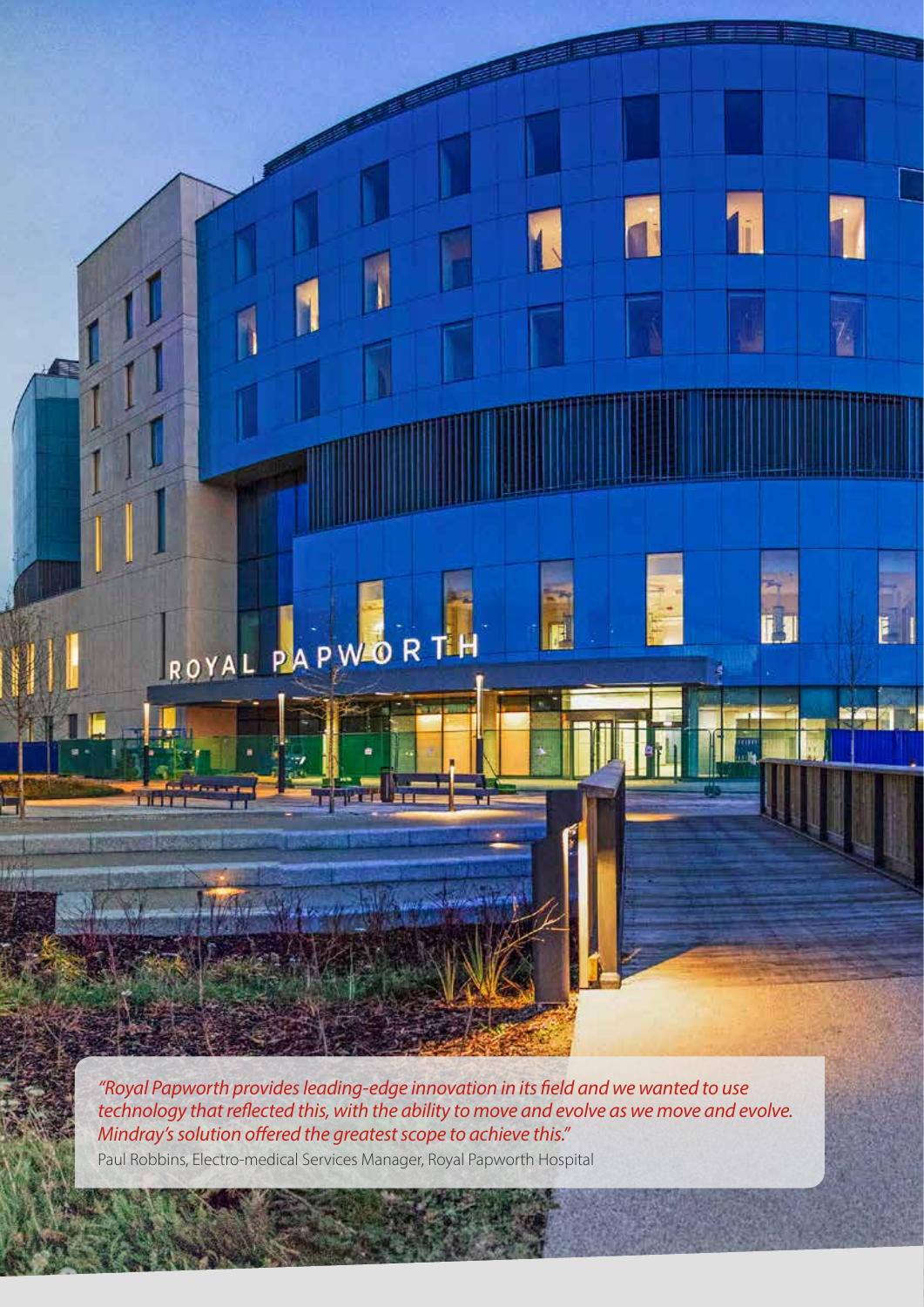*"Royal Papworth provides leading-edge innovation in its field and we wanted to use technology that reflected this, with the ability to move and evolve as we move and evolve. Mindray's solution offered the greatest scope to achieve this."*

Paul Robbins, Electro-medical Services Manager, Royal Papworth Hospital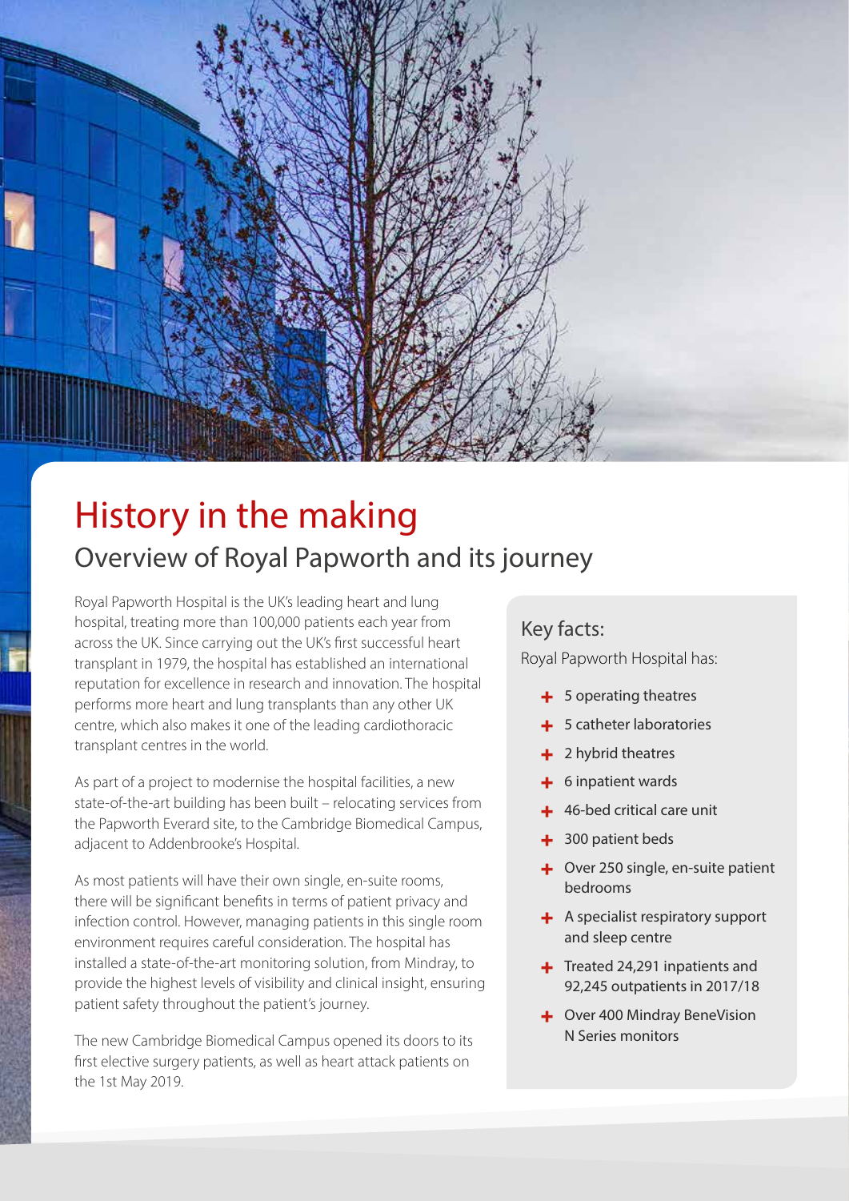# History in the making

## Overview of Royal Papworth and its journey

Royal Papworth Hospital is the UK's leading heart and lung hospital, treating more than 100,000 patients each year from across the UK. Since carrying out the UK's first successful heart transplant in 1979, the hospital has established an international reputation for excellence in research and innovation. The hospital performs more heart and lung transplants than any other UK centre, which also makes it one of the leading cardiothoracic transplant centres in the world.

As part of a project to modernise the hospital facilities, a new state-of-the-art building has been built – relocating services from the Papworth Everard site, to the Cambridge Biomedical Campus, adjacent to Addenbrooke's Hospital.

As most patients will have their own single, en-suite rooms, there will be significant benefits in terms of patient privacy and infection control. However, managing patients in this single room environment requires careful consideration. The hospital has installed a state-of-the-art monitoring solution, from Mindray, to provide the highest levels of visibility and clinical insight, ensuring patient safety throughout the patient's journey.

The new Cambridge Biomedical Campus opened its doors to its first elective surgery patients, as well as heart attack patients on the 1st May 2019.

### Key facts:

Royal Papworth Hospital has:

- 5 operating theatres
- 5 catheter laboratories
- 2 hybrid theatres
- 6 inpatient wards
- 46-bed critical care unit
- 300 patient beds
- Over 250 single, en-suite patient bedrooms
- A specialist respiratory support and sleep centre
- Treated 24,291 inpatients and 92,245 outpatients in 2017/18
- Over 400 Mindray BeneVision N Series monitors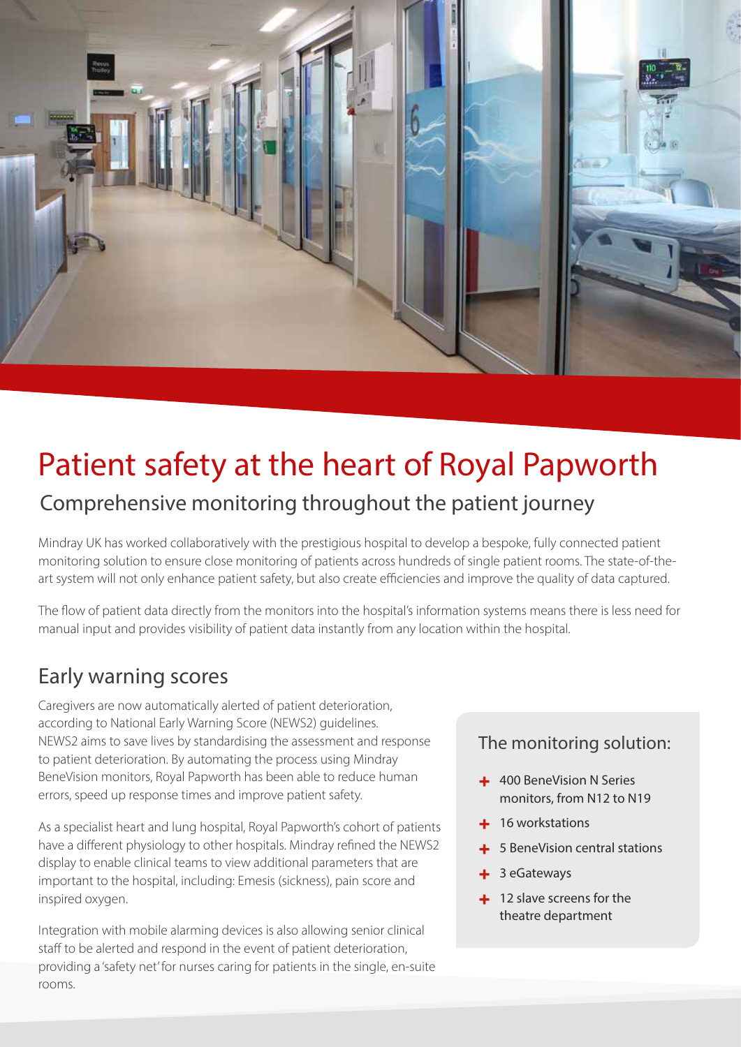# Patient safety at the heart of Royal Papworth

## Comprehensive monitoring throughout the patient journey

Mindray UK has worked collaboratively with the prestigious hospital to develop a bespoke, fully connected patient monitoring solution to ensure close monitoring of patients across hundreds of single patient rooms. The state-of-the-art system will not only enhance patient safety, but also create efficiencies and improve the quality of data captured.

The flow of patient data directly from the monitors into the hospital's information systems means there is less need for manual input and provides visibility of patient data instantly from any location within the hospital.

## Early warning scores

Caregivers are now automatically alerted of patient deterioration, according to National Early Warning Score (NEWS2) guidelines. NEWS2 aims to save lives by standardising the assessment and response to patient deterioration. By automating the process using Mindray BeneVision monitors, Royal Papworth has been able to reduce human errors, speed up response times and improve patient safety.

As a specialist heart and lung hospital, Royal Papworth's cohort of patients have a different physiology to other hospitals. Mindray refined the NEWS2 display to enable clinical teams to view additional parameters that are important to the hospital, including: Emesis (sickness), pain score and inspired oxygen.

Integration with mobile alarming devices is also allowing senior clinical staff to be alerted and respond in the event of patient deterioration, providing a 'safety net' for nurses caring for patients in the single, en-suite rooms.

### The monitoring solution:

- 400 BeneVision N Series monitors, from N12 to N19
- 16 workstations
- 5 BeneVision central stations
- 3 eGateways
- 12 slave screens for the theatre department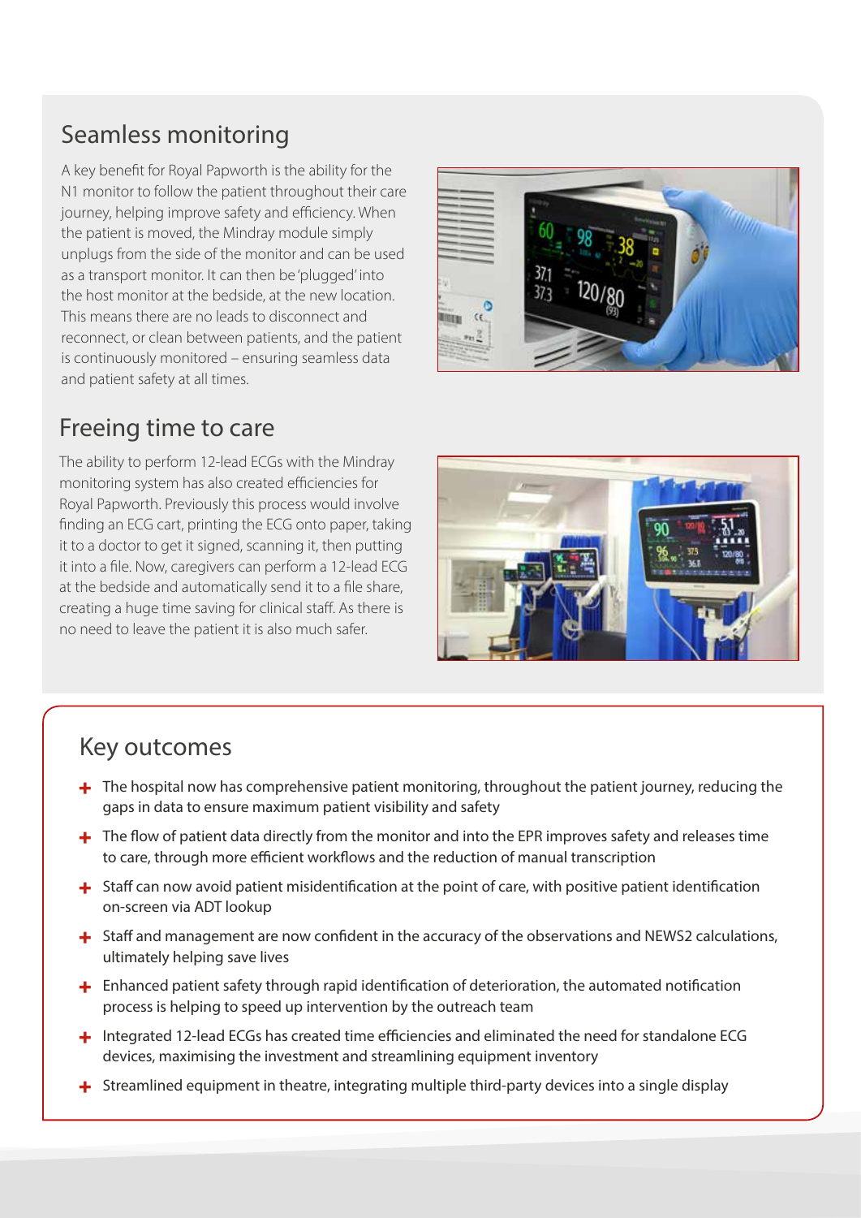## Seamless monitoring

A key benefit for Royal Papworth is the ability for the N1 monitor to follow the patient throughout their care journey, helping improve safety and efficiency. When the patient is moved, the Mindray module simply unplugs from the side of the monitor and can be used as a transport monitor. It can then be 'plugged' into the host monitor at the bedside, at the new location. This means there are no leads to disconnect and reconnect, or clean between patients, and the patient is continuously monitored – ensuring seamless data and patient safety at all times.

## Freeing time to care

The ability to perform 12-lead ECGs with the Mindray monitoring system has also created efficiencies for Royal Papworth. Previously this process would involve finding an ECG cart, printing the ECG onto paper, taking it to a doctor to get it signed, scanning it, then putting it into a file. Now, caregivers can perform a 12-lead ECG at the bedside and automatically send it to a file share, creating a huge time saving for clinical staff. As there is no need to leave the patient it is also much safer.

## Key outcomes

- The hospital now has comprehensive patient monitoring, throughout the patient journey, reducing the gaps in data to ensure maximum patient visibility and safety
- The flow of patient data directly from the monitor and into the EPR improves safety and releases time to care, through more efficient workflows and the reduction of manual transcription
- Staff can now avoid patient misidentification at the point of care, with positive patient identification on-screen via ADT lookup
- Staff and management are now confident in the accuracy of the observations and NEWS2 calculations, ultimately helping save lives
- Enhanced patient safety through rapid identification of deterioration, the automated notification process is helping to speed up intervention by the outreach team
- Integrated 12-lead ECGs has created time efficiencies and eliminated the need for standalone ECG devices, maximising the investment and streamlining equipment inventory
- Streamlined equipment in theatre, integrating multiple third-party devices into a single display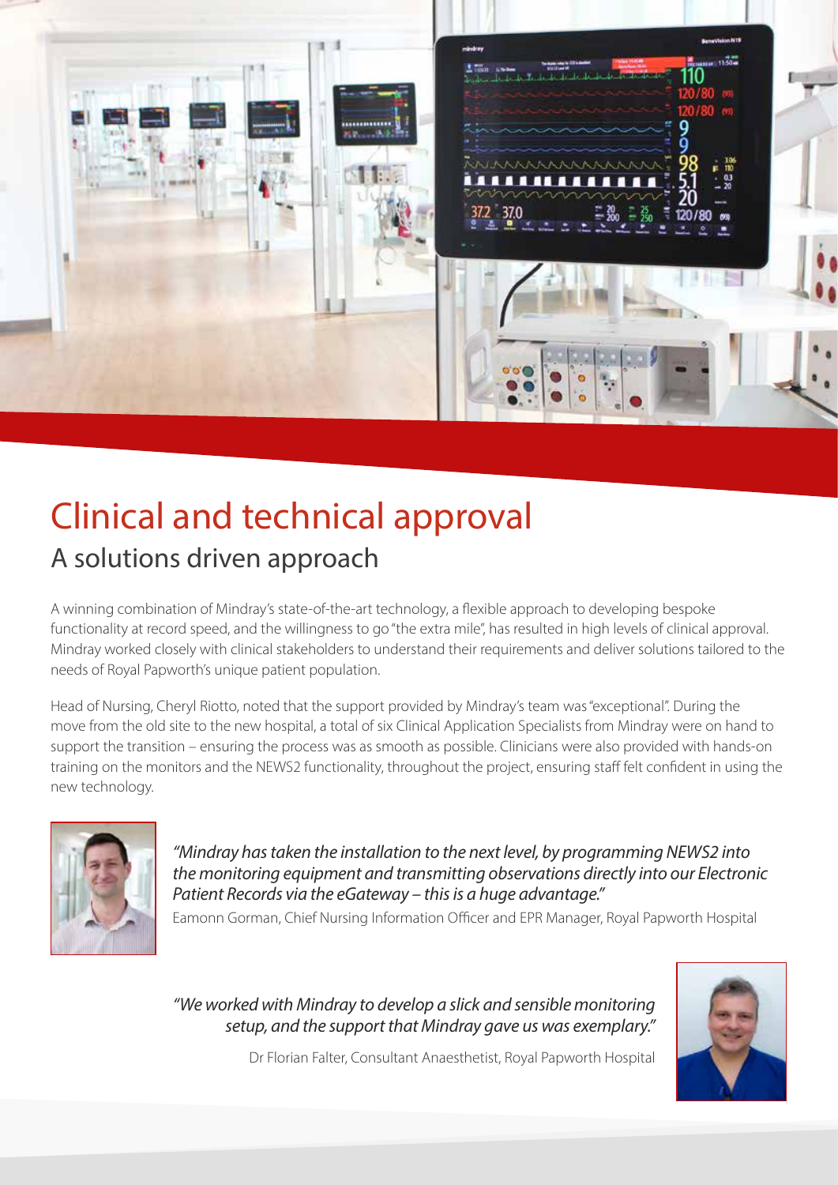# Clinical and technical approval

## A solutions driven approach

A winning combination of Mindray's state-of-the-art technology, a flexible approach to developing bespoke functionality at record speed, and the willingness to go "the extra mile", has resulted in high levels of clinical approval. Mindray worked closely with clinical stakeholders to understand their requirements and deliver solutions tailored to the needs of Royal Papworth's unique patient population.

Head of Nursing, Cheryl Riotto, noted that the support provided by Mindray's team was "exceptional". During the move from the old site to the new hospital, a total of six Clinical Application Specialists from Mindray were on hand to support the transition – ensuring the process was as smooth as possible. Clinicians were also provided with hands-on training on the monitors and the NEWS2 functionality, throughout the project, ensuring staff felt confident in using the new technology.

*"Mindray has taken the installation to the next level, by programming NEWS2 into the monitoring equipment and transmitting observations directly into our Electronic Patient Records via the eGateway – this is a huge advantage."*

Eamonn Gorman, Chief Nursing Information Officer and EPR Manager, Royal Papworth Hospital

*"We worked with Mindray to develop a slick and sensible monitoring setup, and the support that Mindray gave us was exemplary."*

Dr Florian Falter, Consultant Anaesthetist, Royal Papworth Hospital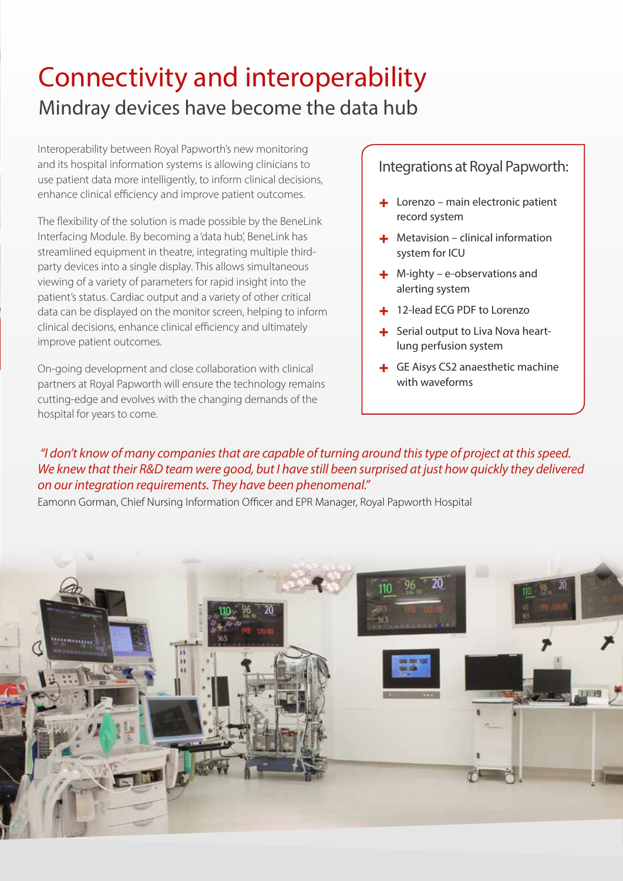# Connectivity and interoperability

## Mindray devices have become the data hub

Interoperability between Royal Papworth's new monitoring and its hospital information systems is allowing clinicians to use patient data more intelligently, to inform clinical decisions, enhance clinical efficiency and improve patient outcomes.

The flexibility of the solution is made possible by the BeneLink Interfacing Module. By becoming a 'data hub', BeneLink has streamlined equipment in theatre, integrating multiple third-party devices into a single display. This allows simultaneous viewing of a variety of parameters for rapid insight into the patient's status. Cardiac output and a variety of other critical data can be displayed on the monitor screen, helping to inform clinical decisions, enhance clinical efficiency and ultimately improve patient outcomes.

On-going development and close collaboration with clinical partners at Royal Papworth will ensure the technology remains cutting-edge and evolves with the changing demands of the hospital for years to come.

### Integrations at Royal Papworth:

- Lorenzo – main electronic patient record system
- Metavision – clinical information system for ICU
- M-ighty – e-observations and alerting system
- 12-lead ECG PDF to Lorenzo
- Serial output to Liva Nova heart-lung perfusion system
- GE Aisys CS2 anaesthetic machine with waveforms

*"I don't know of many companies that are capable of turning around this type of project at this speed. We knew that their R&D team were good, but I have still been surprised at just how quickly they delivered on our integration requirements. They have been phenomenal."*

Eamonn Gorman, Chief Nursing Information Officer and EPR Manager, Royal Papworth Hospital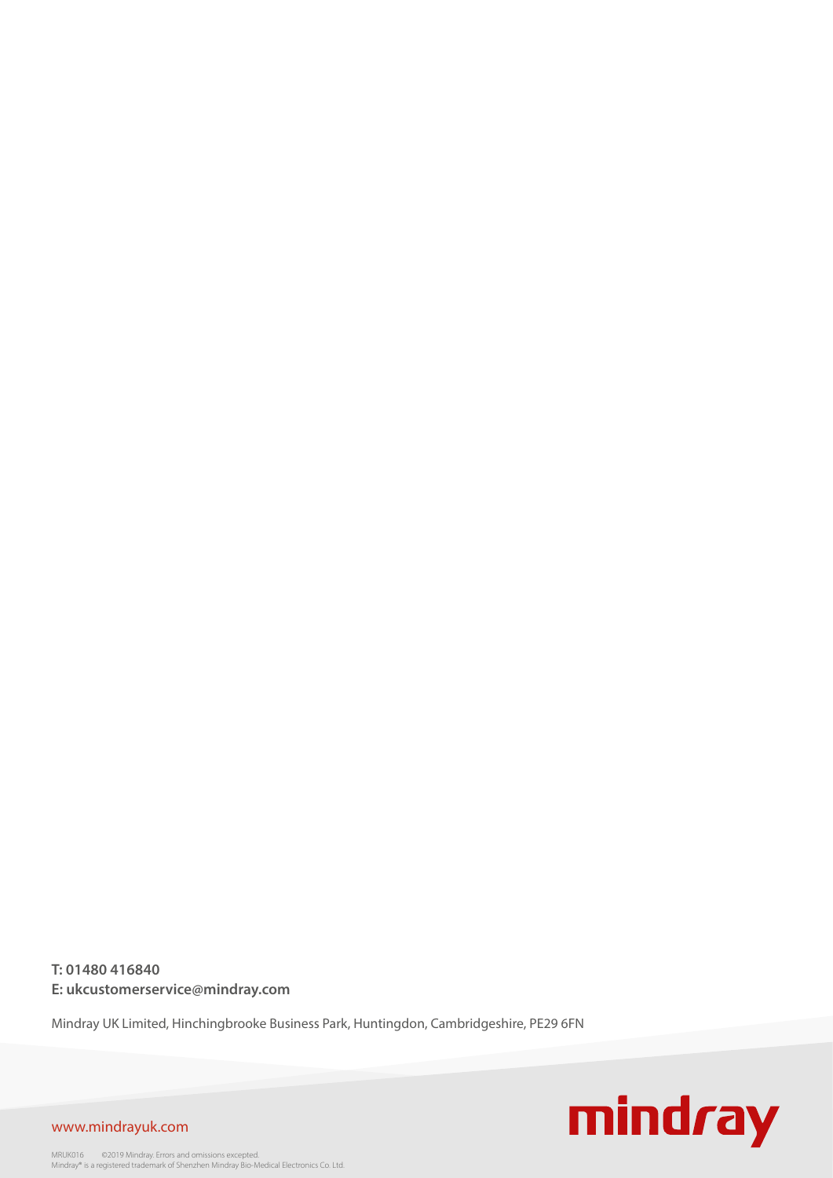**T: 01480 416840**
**E: ukcustomerservice@mindray.com**

Mindray UK Limited, Hinchingbrooke Business Park, Huntingdon, Cambridgeshire, PE29 6FN

www.mindrayuk.com

mindray

MRUK016 ©2019 Mindray. Errors and omissions excepted.
Mindray® is a registered trademark of Shenzhen Mindray Bio-Medical Electronics Co. Ltd.